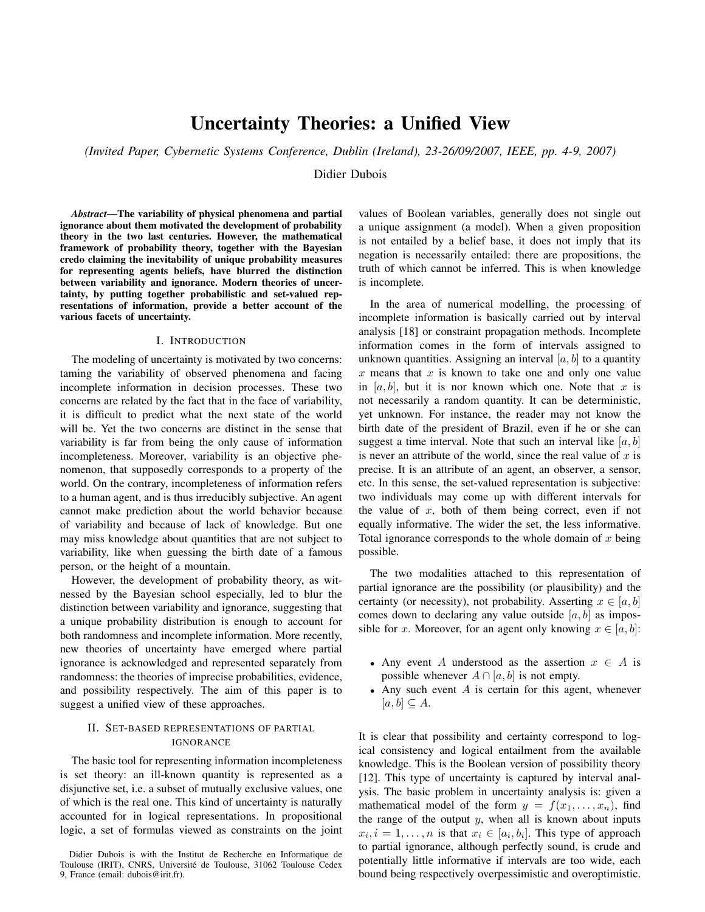# Uncertainty Theories: a Unified View

*(Invited Paper, Cybernetic Systems Conference, Dublin (Ireland), 23-26/09/2007, IEEE, pp. 4-9, 2007)*

Didier Dubois

***Abstract*—The variability of physical phenomena and partial ignorance about them motivated the development of probability theory in the two last centuries. However, the mathematical framework of probability theory, together with the Bayesian credo claiming the inevitability of unique probability measures for representing agents beliefs, have blurred the distinction between variability and ignorance. Modern theories of uncertainty, by putting together probabilistic and set-valued representations of information, provide a better account of the various facets of uncertainty.**

## I. Introduction

The modeling of uncertainty is motivated by two concerns: taming the variability of observed phenomena and facing incomplete information in decision processes. These two concerns are related by the fact that in the face of variability, it is difficult to predict what the next state of the world will be. Yet the two concerns are distinct in the sense that variability is far from being the only cause of information incompleteness. Moreover, variability is an objective phenomenon, that supposedly corresponds to a property of the world. On the contrary, incompleteness of information refers to a human agent, and is thus irreducibly subjective. An agent cannot make prediction about the world behavior because of variability and because of lack of knowledge. But one may miss knowledge about quantities that are not subject to variability, like when guessing the birth date of a famous person, or the height of a mountain.

However, the development of probability theory, as witnessed by the Bayesian school especially, led to blur the distinction between variability and ignorance, suggesting that a unique probability distribution is enough to account for both randomness and incomplete information. More recently, new theories of uncertainty have emerged where partial ignorance is acknowledged and represented separately from randomness: the theories of imprecise probabilities, evidence, and possibility respectively. The aim of this paper is to suggest a unified view of these approaches.

## II. Set-based representations of partial ignorance

The basic tool for representing information incompleteness is set theory: an ill-known quantity is represented as a disjunctive set, i.e. a subset of mutually exclusive values, one of which is the real one. This kind of uncertainty is naturally accounted for in logical representations. In propositional logic, a set of formulas viewed as constraints on the joint values of Boolean variables, generally does not single out a unique assignment (a model). When a given proposition is not entailed by a belief base, it does not imply that its negation is necessarily entailed: there are propositions, the truth of which cannot be inferred. This is when knowledge is incomplete.

In the area of numerical modelling, the processing of incomplete information is basically carried out by interval analysis [18] or constraint propagation methods. Incomplete information comes in the form of intervals assigned to unknown quantities. Assigning an interval $[a, b]$ to a quantity $x$ means that $x$ is known to take one and only one value in $[a, b]$, but it is nor known which one. Note that $x$ is not necessarily a random quantity. It can be deterministic, yet unknown. For instance, the reader may not know the birth date of the president of Brazil, even if he or she can suggest a time interval. Note that such an interval like $[a, b]$ is never an attribute of the world, since the real value of $x$ is precise. It is an attribute of an agent, an observer, a sensor, etc. In this sense, the set-valued representation is subjective: two individuals may come up with different intervals for the value of $x$, both of them being correct, even if not equally informative. The wider the set, the less informative. Total ignorance corresponds to the whole domain of $x$ being possible.

The two modalities attached to this representation of partial ignorance are the possibility (or plausibility) and the certainty (or necessity), not probability. Asserting $x \in [a, b]$ comes down to declaring any value outside $[a, b]$ as impossible for $x$. Moreover, for an agent only knowing $x \in [a, b]$:

- Any event $A$ understood as the assertion $x \in A$ is possible whenever $A \cap [a, b]$ is not empty.
- Any such event $A$ is certain for this agent, whenever $[a, b] \subseteq A$.

It is clear that possibility and certainty correspond to logical consistency and logical entailment from the available knowledge. This is the Boolean version of possibility theory [12]. This type of uncertainty is captured by interval analysis. The basic problem in uncertainty analysis is: given a mathematical model of the form $y = f(x_1, \ldots, x_n)$, find the range of the output $y$, when all is known about inputs $x_i, i = 1, \ldots, n$ is that $x_i \in [a_i, b_i]$. This type of approach to partial ignorance, although perfectly sound, is crude and potentially little informative if intervals are too wide, each bound being respectively overpessimistic and overoptimistic.

Didier Dubois is with the Institut de Recherche en Informatique de Toulouse (IRIT), CNRS, Université de Toulouse, 31062 Toulouse Cedex 9, France (email: dubois@irit.fr).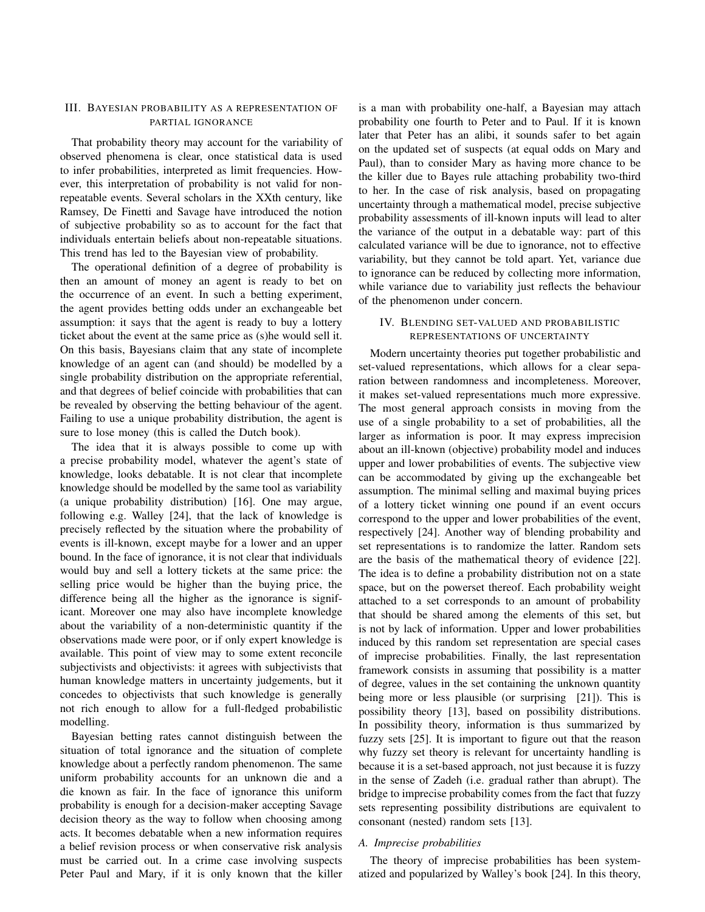## III. Bayesian probability as a representation of partial ignorance

That probability theory may account for the variability of observed phenomena is clear, once statistical data is used to infer probabilities, interpreted as limit frequencies. However, this interpretation of probability is not valid for non-repeatable events. Several scholars in the XXth century, like Ramsey, De Finetti and Savage have introduced the notion of subjective probability so as to account for the fact that individuals entertain beliefs about non-repeatable situations. This trend has led to the Bayesian view of probability.

The operational definition of a degree of probability is then an amount of money an agent is ready to bet on the occurrence of an event. In such a betting experiment, the agent provides betting odds under an exchangeable bet assumption: it says that the agent is ready to buy a lottery ticket about the event at the same price as (s)he would sell it. On this basis, Bayesians claim that any state of incomplete knowledge of an agent can (and should) be modelled by a single probability distribution on the appropriate referential, and that degrees of belief coincide with probabilities that can be revealed by observing the betting behaviour of the agent. Failing to use a unique probability distribution, the agent is sure to lose money (this is called the Dutch book).

The idea that it is always possible to come up with a precise probability model, whatever the agent's state of knowledge, looks debatable. It is not clear that incomplete knowledge should be modelled by the same tool as variability (a unique probability distribution) [16]. One may argue, following e.g. Walley [24], that the lack of knowledge is precisely reflected by the situation where the probability of events is ill-known, except maybe for a lower and an upper bound. In the face of ignorance, it is not clear that individuals would buy and sell a lottery tickets at the same price: the selling price would be higher than the buying price, the difference being all the higher as the ignorance is significant. Moreover one may also have incomplete knowledge about the variability of a non-deterministic quantity if the observations made were poor, or if only expert knowledge is available. This point of view may to some extent reconcile subjectivists and objectivists: it agrees with subjectivists that human knowledge matters in uncertainty judgements, but it concedes to objectivists that such knowledge is generally not rich enough to allow for a full-fledged probabilistic modelling.

Bayesian betting rates cannot distinguish between the situation of total ignorance and the situation of complete knowledge about a perfectly random phenomenon. The same uniform probability accounts for an unknown die and a die known as fair. In the face of ignorance this uniform probability is enough for a decision-maker accepting Savage decision theory as the way to follow when choosing among acts. It becomes debatable when a new information requires a belief revision process or when conservative risk analysis must be carried out. In a crime case involving suspects Peter Paul and Mary, if it is only known that the killer is a man with probability one-half, a Bayesian may attach probability one fourth to Peter and to Paul. If it is known later that Peter has an alibi, it sounds safer to bet again on the updated set of suspects (at equal odds on Mary and Paul), than to consider Mary as having more chance to be the killer due to Bayes rule attaching probability two-third to her. In the case of risk analysis, based on propagating uncertainty through a mathematical model, precise subjective probability assessments of ill-known inputs will lead to alter the variance of the output in a debatable way: part of this calculated variance will be due to ignorance, not to effective variability, but they cannot be told apart. Yet, variance due to ignorance can be reduced by collecting more information, while variance due to variability just reflects the behaviour of the phenomenon under concern.

## IV. Blending set-valued and probabilistic representations of uncertainty

Modern uncertainty theories put together probabilistic and set-valued representations, which allows for a clear separation between randomness and incompleteness. Moreover, it makes set-valued representations much more expressive. The most general approach consists in moving from the use of a single probability to a set of probabilities, all the larger as information is poor. It may express imprecision about an ill-known (objective) probability model and induces upper and lower probabilities of events. The subjective view can be accommodated by giving up the exchangeable bet assumption. The minimal selling and maximal buying prices of a lottery ticket winning one pound if an event occurs correspond to the upper and lower probabilities of the event, respectively [24]. Another way of blending probability and set representations is to randomize the latter. Random sets are the basis of the mathematical theory of evidence [22]. The idea is to define a probability distribution not on a state space, but on the powerset thereof. Each probability weight attached to a set corresponds to an amount of probability that should be shared among the elements of this set, but is not by lack of information. Upper and lower probabilities induced by this random set representation are special cases of imprecise probabilities. Finally, the last representation framework consists in assuming that possibility is a matter of degree, values in the set containing the unknown quantity being more or less plausible (or surprising [21]). This is possibility theory [13], based on possibility distributions. In possibility theory, information is thus summarized by fuzzy sets [25]. It is important to figure out that the reason why fuzzy set theory is relevant for uncertainty handling is because it is a set-based approach, not just because it is fuzzy in the sense of Zadeh (i.e. gradual rather than abrupt). The bridge to imprecise probability comes from the fact that fuzzy sets representing possibility distributions are equivalent to consonant (nested) random sets [13].

### A. Imprecise probabilities

The theory of imprecise probabilities has been systematized and popularized by Walley's book [24]. In this theory,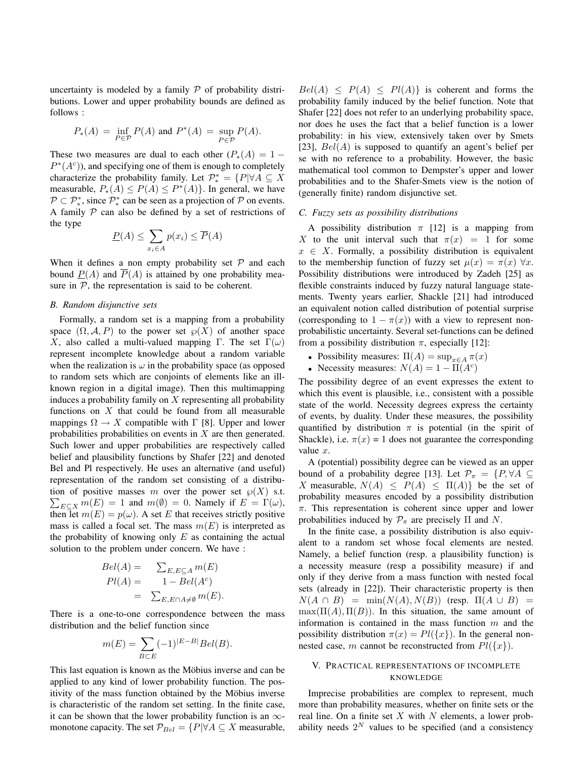uncertainty is modeled by a family $\mathcal{P}$ of probability distributions. Lower and upper probability bounds are defined as follows :

$$P_*(A) = \inf_{P \in \mathcal{P}} P(A) \text{ and } P^*(A) = \sup_{P \in \mathcal{P}} P(A).$$

These two measures are dual to each other ($P_*(A) = 1 - P^*(A^c)$), and specifying one of them is enough to completely characterize the probability family. Let $\mathcal{P}^*_* = \{P | \forall A \subseteq X$ measurable, $P_*(A) \leq P(A) \leq P^*(A)\}$. In general, we have $\mathcal{P} \subset \mathcal{P}^*_*$, since $\mathcal{P}^*_*$ can be seen as a projection of $\mathcal{P}$ on events. A family $\mathcal{P}$ can also be defined by a set of restrictions of the type

$$\underline{P}(A) \leq \sum_{x_i \in A} p(x_i) \leq \overline{P}(A)$$

When it defines a non empty probability set $\mathcal{P}$ and each bound $\underline{P}(A)$ and $\overline{P}(A)$ is attained by one probability measure in $\mathcal{P}$, the representation is said to be coherent.

### B. Random disjunctive sets

Formally, a random set is a mapping from a probability space $(\Omega, \mathcal{A}, P)$ to the power set $\wp(X)$ of another space $X$, also called a multi-valued mapping $\Gamma$. The set $\Gamma(\omega)$ represent incomplete knowledge about a random variable when the realization is $\omega$ in the probability space (as opposed to random sets which are conjoints of elements like an ill-known region in a digital image). Then this multimapping induces a probability family on $X$ representing all probability functions on $X$ that could be found from all measurable mappings $\Omega \to X$ compatible with $\Gamma$ [8]. Upper and lower probabilities probabilities on events in $X$ are then generated. Such lower and upper probabilities are respectively called belief and plausibility functions by Shafer [22] and denoted Bel and Pl respectively. He uses an alternative (and useful) representation of the random set consisting of a distribution of positive masses $m$ over the power set $\wp(X)$ s.t. $\sum_{E \subseteq X} m(E) = 1$ and $m(\emptyset) = 0$. Namely if $E = \Gamma(\omega)$, then let $m(E) = p(\omega)$. A set $E$ that receives strictly positive mass is called a focal set. The mass $m(E)$ is interpreted as the probability of knowing only $E$ as containing the actual solution to the problem under concern. We have :

$$\begin{aligned} Bel(A) = & \quad \textstyle\sum_{E, E \subseteq A} m(E) \\ Pl(A) = & \quad 1 - Bel(A^c) \\ = & \quad \textstyle\sum_{E, E \cap A \neq \emptyset} m(E). \end{aligned}$$

There is a one-to-one correspondence between the mass distribution and the belief function since

$$m(E) = \sum_{B \subset E} (-1)^{|E - B|} Bel(B).$$

This last equation is known as the Möbius inverse and can be applied to any kind of lower probability function. The positivity of the mass function obtained by the Möbius inverse is characteristic of the random set setting. In the finite case, it can be shown that the lower probability function is an $\infty$-monotone capacity. The set $\mathcal{P}_{Bel} = \{P | \forall A \subseteq X$ measurable, $Bel(A) \leq P(A) \leq Pl(A)\}$ is coherent and forms the probability family induced by the belief function. Note that Shafer [22] does not refer to an underlying probability space, nor does he uses the fact that a belief function is a lower probability: in his view, extensively taken over by Smets [23], $Bel(A)$ is supposed to quantify an agent's belief per se with no reference to a probability. However, the basic mathematical tool common to Dempster's upper and lower probabilities and to the Shafer-Smets view is the notion of (generally finite) random disjunctive set.

### C. Fuzzy sets as possibility distributions

A possibility distribution $\pi$ [12] is a mapping from $X$ to the unit interval such that $\pi(x) = 1$ for some $x \in X$. Formally, a possibility distribution is equivalent to the membership function of fuzzy set $\mu(x) = \pi(x)\ \forall x$. Possibility distributions were introduced by Zadeh [25] as flexible constraints induced by fuzzy natural language statements. Twenty years earlier, Shackle [21] had introduced an equivalent notion called distribution of potential surprise (corresponding to $1 - \pi(x)$) with a view to represent non-probabilistic uncertainty. Several set-functions can be defined from a possibility distribution $\pi$, especially [12]:

- Possibility measures: $\Pi(A) = \sup_{x \in A} \pi(x)$
- Necessity measures: $N(A) = 1 - \Pi(A^c)$

The possibility degree of an event expresses the extent to which this event is plausible, i.e., consistent with a possible state of the world. Necessity degrees express the certainty of events, by duality. Under these measures, the possibility quantified by distribution $\pi$ is potential (in the spirit of Shackle), i.e. $\pi(x) = 1$ does not guarantee the corresponding value $x$.

A (potential) possibility degree can be viewed as an upper bound of a probability degree [13]. Let $\mathcal{P}_\pi = \{P, \forall A \subseteq X$ measurable, $N(A) \leq P(A) \leq \Pi(A)\}$ be the set of probability measures encoded by a possibility distribution $\pi$. This representation is coherent since upper and lower probabilities induced by $\mathcal{P}_\pi$ are precisely $\Pi$ and $N$.

In the finite case, a possibility distribution is also equivalent to a random set whose focal elements are nested. Namely, a belief function (resp. a plausibility function) is a necessity measure (resp a possibility measure) if and only if they derive from a mass function with nested focal sets (already in [22]). Their characteristic property is then $N(A \cap B) = \min(N(A), N(B))$ (resp. $\Pi(A \cup B) = \max(\Pi(A), \Pi(B))$. In this situation, the same amount of information is contained in the mass function $m$ and the possibility distribution $\pi(x) = Pl(\{x\})$. In the general non-nested case, $m$ cannot be reconstructed from $Pl(\{x\})$.

## V. Practical representations of incomplete knowledge

Imprecise probabilities are complex to represent, much more than probability measures, whether on finite sets or the real line. On a finite set $X$ with $N$ elements, a lower probability needs $2^N$ values to be specified (and a consistency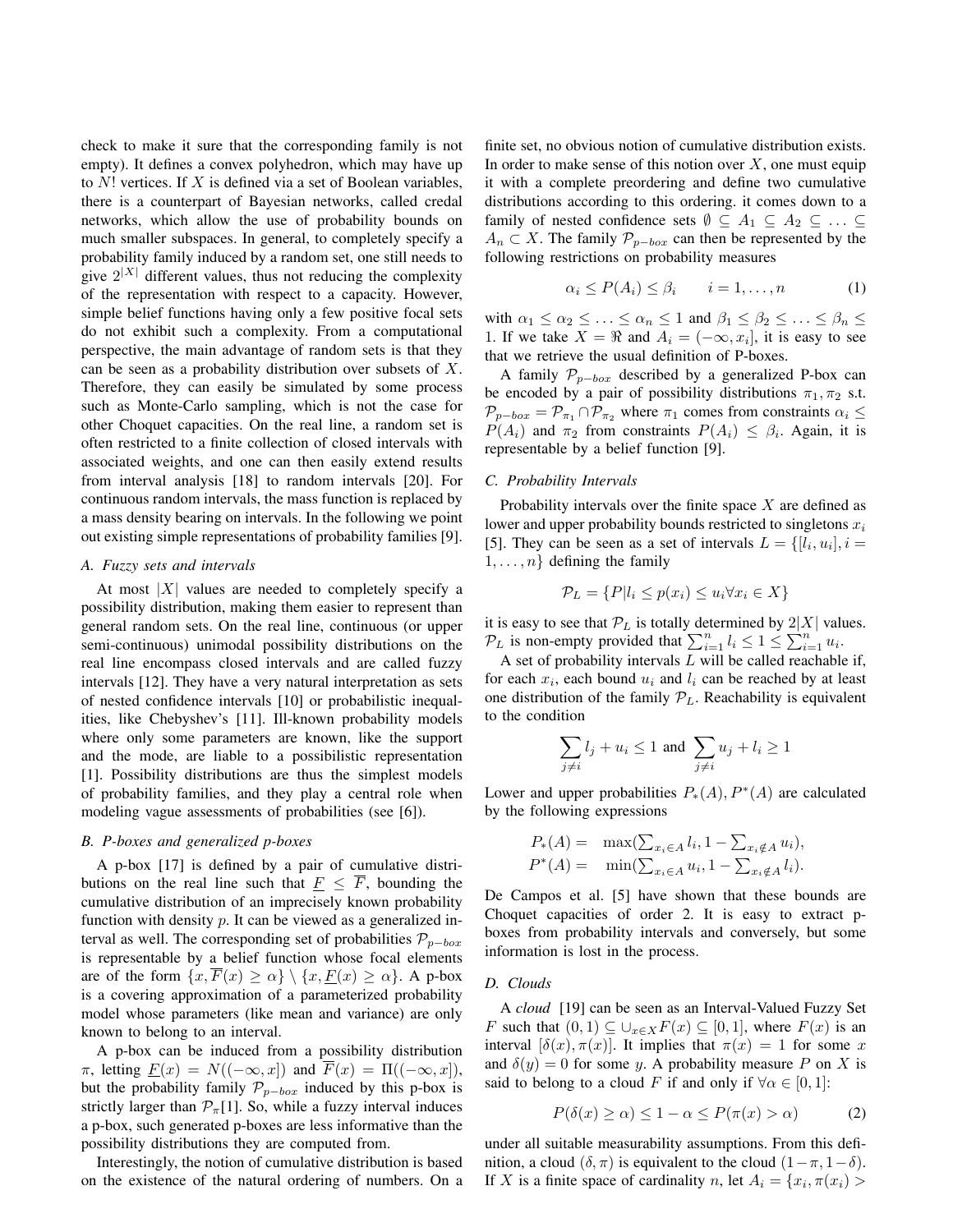check to make it sure that the corresponding family is not empty). It defines a convex polyhedron, which may have up to $N!$ vertices. If $X$ is defined via a set of Boolean variables, there is a counterpart of Bayesian networks, called credal networks, which allow the use of probability bounds on much smaller subspaces. In general, to completely specify a probability family induced by a random set, one still needs to give $2^{|X|}$ different values, thus not reducing the complexity of the representation with respect to a capacity. However, simple belief functions having only a few positive focal sets do not exhibit such a complexity. From a computational perspective, the main advantage of random sets is that they can be seen as a probability distribution over subsets of $X$. Therefore, they can easily be simulated by some process such as Monte-Carlo sampling, which is not the case for other Choquet capacities. On the real line, a random set is often restricted to a finite collection of closed intervals with associated weights, and one can then easily extend results from interval analysis [18] to random intervals [20]. For continuous random intervals, the mass function is replaced by a mass density bearing on intervals. In the following we point out existing simple representations of probability families [9].

### A. Fuzzy sets and intervals

At most $|X|$ values are needed to completely specify a possibility distribution, making them easier to represent than general random sets. On the real line, continuous (or upper semi-continuous) unimodal possibility distributions on the real line encompass closed intervals and are called fuzzy intervals [12]. They have a very natural interpretation as sets of nested confidence intervals [10] or probabilistic inequalities, like Chebyshev's [11]. Ill-known probability models where only some parameters are known, like the support and the mode, are liable to a possibilistic representation [1]. Possibility distributions are thus the simplest models of probability families, and they play a central role when modeling vague assessments of probabilities (see [6]).

### B. P-boxes and generalized p-boxes

A p-box [17] is defined by a pair of cumulative distributions on the real line such that $\underline{F} \leq \overline{F}$, bounding the cumulative distribution of an imprecisely known probability function with density $p$. It can be viewed as a generalized interval as well. The corresponding set of probabilities $\mathcal{P}_{p-box}$ is representable by a belief function whose focal elements are of the form $\{x, \overline{F}(x) \geq \alpha\} \setminus \{x, \underline{F}(x) \geq \alpha\}$. A p-box is a covering approximation of a parameterized probability model whose parameters (like mean and variance) are only known to belong to an interval.

A p-box can be induced from a possibility distribution $\pi$, letting $\underline{F}(x) = N((-\infty, x])$ and $\overline{F}(x) = \Pi((-\infty, x])$, but the probability family $\mathcal{P}_{p-box}$ induced by this p-box is strictly larger than $\mathcal{P}_\pi$[1]. So, while a fuzzy interval induces a p-box, such generated p-boxes are less informative than the possibility distributions they are computed from.

Interestingly, the notion of cumulative distribution is based on the existence of the natural ordering of numbers. On a finite set, no obvious notion of cumulative distribution exists. In order to make sense of this notion over $X$, one must equip it with a complete preordering and define two cumulative distributions according to this ordering. it comes down to a family of nested confidence sets $\emptyset \subseteq A_1 \subseteq A_2 \subseteq \ldots \subseteq A_n \subset X$. The family $\mathcal{P}_{p-box}$ can then be represented by the following restrictions on probability measures

$$\alpha_i \leq P(A_i) \leq \beta_i \qquad i = 1, \ldots, n \tag{1}$$

with $\alpha_1 \leq \alpha_2 \leq \ldots \leq \alpha_n \leq 1$ and $\beta_1 \leq \beta_2 \leq \ldots \leq \beta_n \leq 1$. If we take $X = \Re$ and $A_i = (-\infty, x_i]$, it is easy to see that we retrieve the usual definition of P-boxes.

A family $\mathcal{P}_{p-box}$ described by a generalized P-box can be encoded by a pair of possibility distributions $\pi_1, \pi_2$ s.t. $\mathcal{P}_{p-box} = \mathcal{P}_{\pi_1} \cap \mathcal{P}_{\pi_2}$ where $\pi_1$ comes from constraints $\alpha_i \leq P(A_i)$ and $\pi_2$ from constraints $P(A_i) \leq \beta_i$. Again, it is representable by a belief function [9].

### C. Probability Intervals

Probability intervals over the finite space $X$ are defined as lower and upper probability bounds restricted to singletons $x_i$ [5]. They can be seen as a set of intervals $L = \{[l_i, u_i], i = 1, \ldots, n\}$ defining the family

$$\mathcal{P}_L = \{P | l_i \leq p(x_i) \leq u_i \forall x_i \in X\}$$

it is easy to see that $\mathcal{P}_L$ is totally determined by $2|X|$ values. $\mathcal{P}_L$ is non-empty provided that $\sum_{i=1}^n l_i \leq 1 \leq \sum_{i=1}^n u_i$.

A set of probability intervals $L$ will be called reachable if, for each $x_i$, each bound $u_i$ and $l_i$ can be reached by at least one distribution of the family $\mathcal{P}_L$. Reachability is equivalent to the condition

$$\sum_{j \neq i} l_j + u_i \leq 1 \text{ and } \sum_{j \neq i} u_j + l_i \geq 1$$

Lower and upper probabilities $P_*(A), P^*(A)$ are calculated by the following expressions

$$\begin{aligned} P_*(A) = &\quad \max(\textstyle\sum_{x_i \in A} l_i, 1 - \sum_{x_i \notin A} u_i), \\ P^*(A) = &\quad \min(\textstyle\sum_{x_i \in A} u_i, 1 - \sum_{x_i \notin A} l_i). \end{aligned}$$

De Campos et al. [5] have shown that these bounds are Choquet capacities of order 2. It is easy to extract p-boxes from probability intervals and conversely, but some information is lost in the process.

### D. Clouds

A *cloud* [19] can be seen as an Interval-Valued Fuzzy Set $F$ such that $(0,1) \subseteq \cup_{x \in X} F(x) \subseteq [0,1]$, where $F(x)$ is an interval $[\delta(x), \pi(x)]$. It implies that $\pi(x) = 1$ for some $x$ and $\delta(y) = 0$ for some $y$. A probability measure $P$ on $X$ is said to belong to a cloud $F$ if and only if $\forall \alpha \in [0,1]$:

$$P(\delta(x) \geq \alpha) \leq 1 - \alpha \leq P(\pi(x) > \alpha) \tag{2}$$

under all suitable measurability assumptions. From this definition, a cloud $(\delta, \pi)$ is equivalent to the cloud $(1-\pi, 1-\delta)$. If $X$ is a finite space of cardinality $n$, let $A_i = \{x_i, \pi(x_i) >$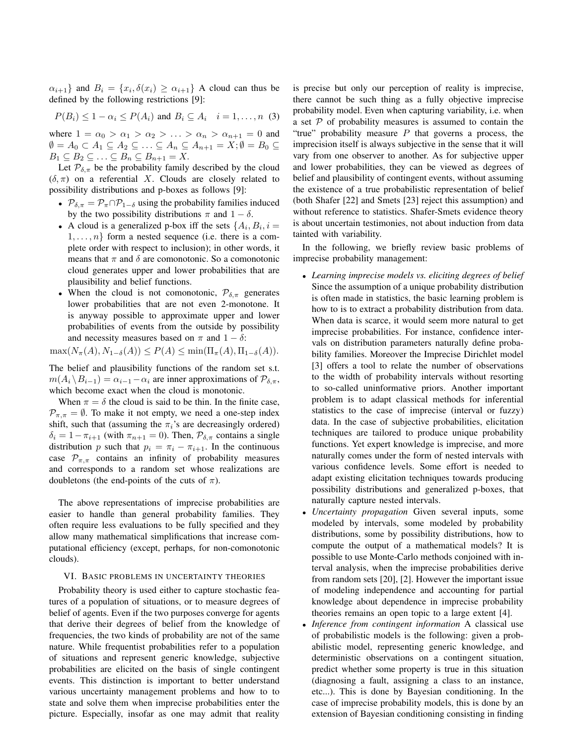$\alpha_{i+1}\}$ and $B_i = \{x_i, \delta(x_i) \geq \alpha_{i+1}\}$ A cloud can thus be defined by the following restrictions [9]:

$$P(B_i) \leq 1 - \alpha_i \leq P(A_i) \text{ and } B_i \subseteq A_i \quad i = 1, \ldots, n \quad (3)$$

where $1 = \alpha_0 > \alpha_1 > \alpha_2 > \ldots > \alpha_n > \alpha_{n+1} = 0$ and $\emptyset = A_0 \subset A_1 \subseteq A_2 \subseteq \ldots \subseteq A_n \subseteq A_{n+1} = X; \emptyset = B_0 \subseteq B_1 \subseteq B_2 \subseteq \ldots \subseteq B_n \subseteq B_{n+1} = X$.

Let $\mathcal{P}_{\delta,\pi}$ be the probability family described by the cloud $(\delta, \pi)$ on a referential $X$. Clouds are closely related to possibility distributions and p-boxes as follows [9]:

- $\mathcal{P}_{\delta,\pi} = \mathcal{P}_\pi \cap \mathcal{P}_{1-\delta}$ using the probability families induced by the two possibility distributions $\pi$ and $1 - \delta$.
- A cloud is a generalized p-box iff the sets $\{A_i, B_i, i = 1, \ldots, n\}$ form a nested sequence (i.e. there is a complete order with respect to inclusion); in other words, it means that $\pi$ and $\delta$ are comonotonic. So a comonotonic cloud generates upper and lower probabilities that are plausibility and belief functions.
- When the cloud is not comonotonic, $\mathcal{P}_{\delta,\pi}$ generates lower probabilities that are not even 2-monotone. It is anyway possible to approximate upper and lower probabilities of events from the outside by possibility and necessity measures based on $\pi$ and $1 - \delta$:

$$\max(N_\pi(A), N_{1-\delta}(A)) \leq P(A) \leq \min(\Pi_\pi(A), \Pi_{1-\delta}(A)).$$

The belief and plausibility functions of the random set s.t. $m(A_i \setminus B_{i-1}) = \alpha_{i-1} - \alpha_i$ are inner approximations of $\mathcal{P}_{\delta,\pi}$, which become exact when the cloud is monotonic.

When $\pi = \delta$ the cloud is said to be thin. In the finite case, $\mathcal{P}_{\pi,\pi} = \emptyset$. To make it not empty, we need a one-step index shift, such that (assuming the $\pi_i$'s are decreasingly ordered) $\delta_i = 1 - \pi_{i+1}$ (with $\pi_{n+1} = 0$). Then, $\mathcal{P}_{\delta,\pi}$ contains a single distribution $p$ such that $p_i = \pi_i - \pi_{i+1}$. In the continuous case $\mathcal{P}_{\pi,\pi}$ contains an infinity of probability measures and corresponds to a random set whose realizations are doubletons (the end-points of the cuts of $\pi$).

The above representations of imprecise probabilities are easier to handle than general probability families. They often require less evaluations to be fully specified and they allow many mathematical simplifications that increase computational efficiency (except, perhaps, for non-comonotonic clouds).

## VI. Basic problems in uncertainty theories

Probability theory is used either to capture stochastic features of a population of situations, or to measure degrees of belief of agents. Even if the two purposes converge for agents that derive their degrees of belief from the knowledge of frequencies, the two kinds of probability are not of the same nature. While frequentist probabilities refer to a population of situations and represent generic knowledge, subjective probabilities are elicited on the basis of single contingent events. This distinction is important to better understand various uncertainty management problems and how to to state and solve them when imprecise probabilities enter the picture. Especially, insofar as one may admit that reality is precise but only our perception of reality is imprecise, there cannot be such thing as a fully objective imprecise probability model. Even when capturing variability, i.e. when a set $\mathcal{P}$ of probability measures is assumed to contain the "true" probability measure $P$ that governs a process, the imprecision itself is always subjective in the sense that it will vary from one observer to another. As for subjective upper and lower probabilities, they can be viewed as degrees of belief and plausibility of contingent events, without assuming the existence of a true probabilistic representation of belief (both Shafer [22] and Smets [23] reject this assumption) and without reference to statistics. Shafer-Smets evidence theory is about uncertain testimonies, not about induction from data tainted with variability.

In the following, we briefly review basic problems of imprecise probability management:

- *Learning imprecise models vs. eliciting degrees of belief* Since the assumption of a unique probability distribution is often made in statistics, the basic learning problem is how to is to extract a probability distribution from data. When data is scarce, it would seem more natural to get imprecise probabilities. For instance, confidence intervals on distribution parameters naturally define probability families. Moreover the Imprecise Dirichlet model [3] offers a tool to relate the number of observations to the width of probability intervals without resorting to so-called uninformative priors. Another important problem is to adapt classical methods for inferential statistics to the case of imprecise (interval or fuzzy) data. In the case of subjective probabilities, elicitation techniques are tailored to produce unique probability functions. Yet expert knowledge is imprecise, and more naturally comes under the form of nested intervals with various confidence levels. Some effort is needed to adapt existing elicitation techniques towards producing possibility distributions and generalized p-boxes, that naturally capture nested intervals.
- *Uncertainty propagation* Given several inputs, some modeled by intervals, some modeled by probability distributions, some by possibility distributions, how to compute the output of a mathematical models? It is possible to use Monte-Carlo methods conjoined with interval analysis, when the imprecise probabilities derive from random sets [20], [2]. However the important issue of modeling independence and accounting for partial knowledge about dependence in imprecise probability theories remains an open topic to a large extent [4].
- *Inference from contingent information* A classical use of probabilistic models is the following: given a probabilistic model, representing generic knowledge, and deterministic observations on a contingent situation, predict whether some property is true in this situation (diagnosing a fault, assigning a class to an instance, etc...). This is done by Bayesian conditioning. In the case of imprecise probability models, this is done by an extension of Bayesian conditioning consisting in finding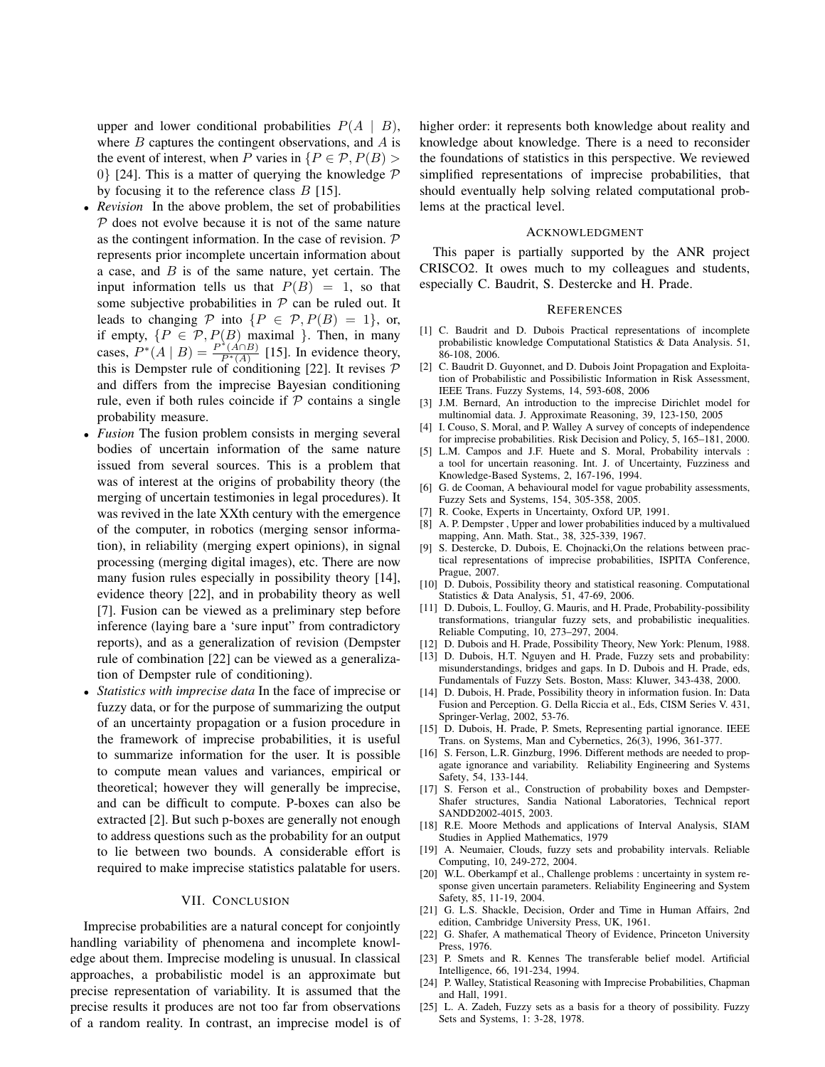upper and lower conditional probabilities $P(A \mid B)$, where $B$ captures the contingent observations, and $A$ is the event of interest, when $P$ varies in $\{P \in \mathcal{P}, P(B) > 0\}$ [24]. This is a matter of querying the knowledge $\mathcal{P}$ by focusing it to the reference class $B$ [15].

- *Revision* In the above problem, the set of probabilities $\mathcal{P}$ does not evolve because it is not of the same nature as the contingent information. In the case of revision. $\mathcal{P}$ represents prior incomplete uncertain information about a case, and $B$ is of the same nature, yet certain. The input information tells us that $P(B) = 1$, so that some subjective probabilities in $\mathcal{P}$ can be ruled out. It leads to changing $\mathcal{P}$ into $\{P \in \mathcal{P}, P(B) = 1\}$, or, if empty, $\{P \in \mathcal{P}, P(B)$ maximal $\}$. Then, in many cases, $P^*(A \mid B) = \frac{P^*(A \cap B)}{P^*(A)}$ [15]. In evidence theory, this is Dempster rule of conditioning [22]. It revises $\mathcal{P}$ and differs from the imprecise Bayesian conditioning rule, even if both rules coincide if $\mathcal{P}$ contains a single probability measure.
- *Fusion* The fusion problem consists in merging several bodies of uncertain information of the same nature issued from several sources. This is a problem that was of interest at the origins of probability theory (the merging of uncertain testimonies in legal procedures). It was revived in the late XXth century with the emergence of the computer, in robotics (merging sensor information), in reliability (merging expert opinions), in signal processing (merging digital images), etc. There are now many fusion rules especially in possibility theory [14], evidence theory [22], and in probability theory as well [7]. Fusion can be viewed as a preliminary step before inference (laying bare a 'sure input" from contradictory reports), and as a generalization of revision (Dempster rule of combination [22] can be viewed as a generalization of Dempster rule of conditioning).
- *Statistics with imprecise data* In the face of imprecise or fuzzy data, or for the purpose of summarizing the output of an uncertainty propagation or a fusion procedure in the framework of imprecise probabilities, it is useful to summarize information for the user. It is possible to compute mean values and variances, empirical or theoretical; however they will generally be imprecise, and can be difficult to compute. P-boxes can also be extracted [2]. But such p-boxes are generally not enough to address questions such as the probability for an output to lie between two bounds. A considerable effort is required to make imprecise statistics palatable for users.

## VII. Conclusion

Imprecise probabilities are a natural concept for conjointly handling variability of phenomena and incomplete knowledge about them. Imprecise modeling is unusual. In classical approaches, a probabilistic model is an approximate but precise representation of variability. It is assumed that the precise results it produces are not too far from observations of a random reality. In contrast, an imprecise model is of higher order: it represents both knowledge about reality and knowledge about knowledge. There is a need to reconsider the foundations of statistics in this perspective. We reviewed simplified representations of imprecise probabilities, that should eventually help solving related computational problems at the practical level.

## Acknowledgment

This paper is partially supported by the ANR project CRISCO2. It owes much to my colleagues and students, especially C. Baudrit, S. Destercke and H. Prade.

## References

[1] C. Baudrit and D. Dubois Practical representations of incomplete probabilistic knowledge Computational Statistics & Data Analysis. 51, 86-108, 2006.

[2] C. Baudrit D. Guyonnet, and D. Dubois Joint Propagation and Exploitation of Probabilistic and Possibilistic Information in Risk Assessment, IEEE Trans. Fuzzy Systems, 14, 593-608, 2006

[3] J.M. Bernard, An introduction to the imprecise Dirichlet model for multinomial data. J. Approximate Reasoning, 39, 123-150, 2005

[4] I. Couso, S. Moral, and P. Walley A survey of concepts of independence for imprecise probabilities. Risk Decision and Policy, 5, 165–181, 2000.

[5] L.M. Campos and J.F. Huete and S. Moral, Probability intervals : a tool for uncertain reasoning. Int. J. of Uncertainty, Fuzziness and Knowledge-Based Systems, 2, 167-196, 1994.

[6] G. de Cooman, A behavioural model for vague probability assessments, Fuzzy Sets and Systems, 154, 305-358, 2005.

[7] R. Cooke, Experts in Uncertainty, Oxford UP, 1991.

[8] A. P. Dempster , Upper and lower probabilities induced by a multivalued mapping, Ann. Math. Stat., 38, 325-339, 1967.

[9] S. Destercke, D. Dubois, E. Chojnacki,On the relations between practical representations of imprecise probabilities, ISPITA Conference, Prague, 2007.

[10] D. Dubois, Possibility theory and statistical reasoning. Computational Statistics & Data Analysis, 51, 47-69, 2006.

[11] D. Dubois, L. Foulloy, G. Mauris, and H. Prade, Probability-possibility transformations, triangular fuzzy sets, and probabilistic inequalities. Reliable Computing, 10, 273–297, 2004.

[12] D. Dubois and H. Prade, Possibility Theory, New York: Plenum, 1988.

[13] D. Dubois, H.T. Nguyen and H. Prade, Fuzzy sets and probability: misunderstandings, bridges and gaps. In D. Dubois and H. Prade, eds, Fundamentals of Fuzzy Sets. Boston, Mass: Kluwer, 343-438, 2000.

[14] D. Dubois, H. Prade, Possibility theory in information fusion. In: Data Fusion and Perception. G. Della Riccia et al., Eds, CISM Series V. 431, Springer-Verlag, 2002, 53-76.

[15] D. Dubois, H. Prade, P. Smets, Representing partial ignorance. IEEE Trans. on Systems, Man and Cybernetics, 26(3), 1996, 361-377.

[16] S. Ferson, L.R. Ginzburg, 1996. Different methods are needed to propagate ignorance and variability. Reliability Engineering and Systems Safety, 54, 133-144.

[17] S. Ferson et al., Construction of probability boxes and Dempster-Shafer structures, Sandia National Laboratories, Technical report SANDD2002-4015, 2003.

[18] R.E. Moore Methods and applications of Interval Analysis, SIAM Studies in Applied Mathematics, 1979

[19] A. Neumaier, Clouds, fuzzy sets and probability intervals. Reliable Computing, 10, 249-272, 2004.

[20] W.L. Oberkampf et al., Challenge problems : uncertainty in system response given uncertain parameters. Reliability Engineering and System Safety, 85, 11-19, 2004.

[21] G. L.S. Shackle, Decision, Order and Time in Human Affairs, 2nd edition, Cambridge University Press, UK, 1961.

[22] G. Shafer, A mathematical Theory of Evidence, Princeton University Press, 1976.

[23] P. Smets and R. Kennes The transferable belief model. Artificial Intelligence, 66, 191-234, 1994.

[24] P. Walley, Statistical Reasoning with Imprecise Probabilities, Chapman and Hall, 1991.

[25] L. A. Zadeh, Fuzzy sets as a basis for a theory of possibility. Fuzzy Sets and Systems, 1: 3-28, 1978.